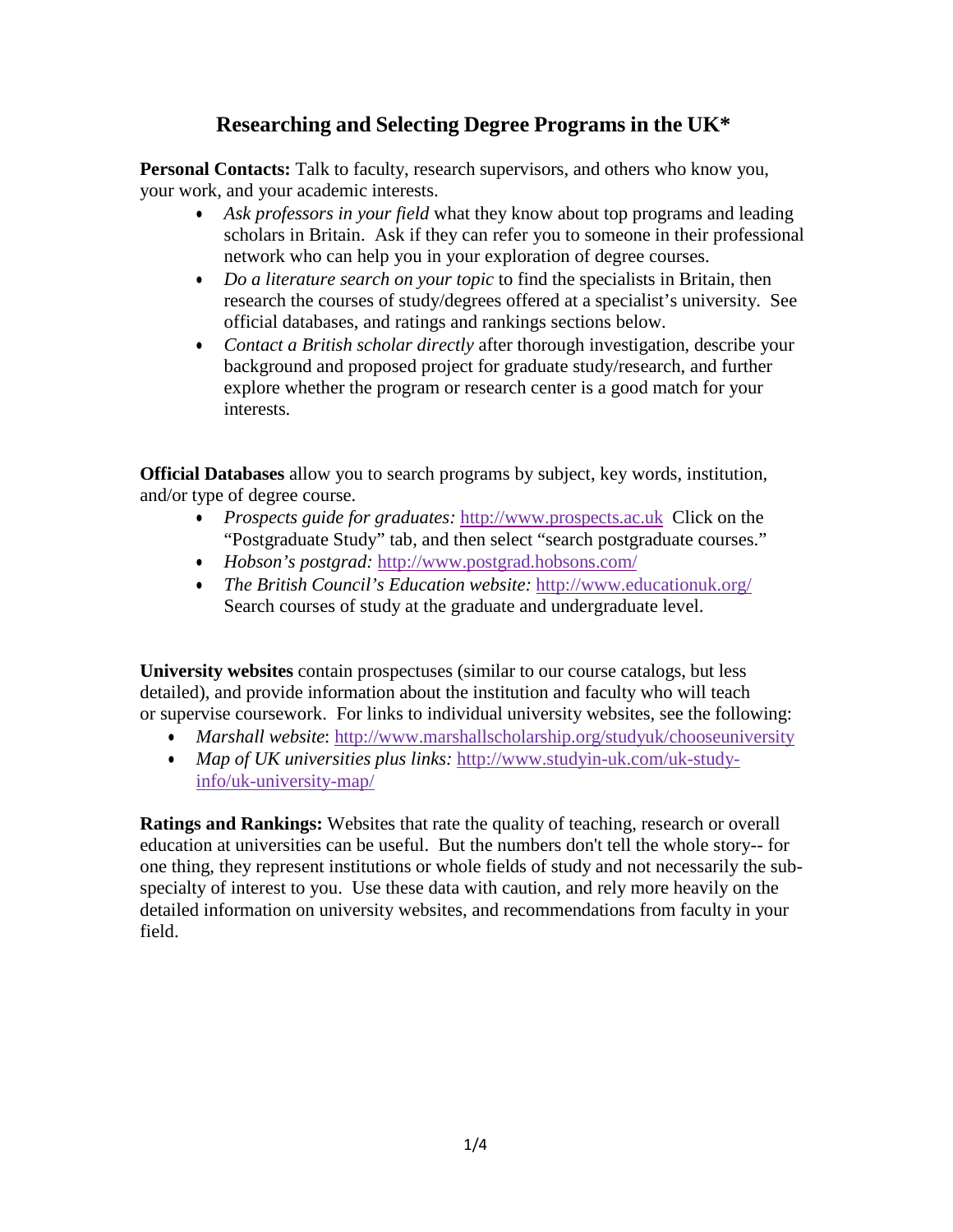# Researching and Selecting Degree Programs in the UK*

**Personal Contacts:** Talk to faculty, research supervisors, and others who know you, your work, and your academic interests.

- *Ask professors in your field* what they know about top programs and leading scholars in Britain. Ask if they can refer you to someone in their professional network who can help you in your exploration of degree courses.
- *Do a literature search on your topic* to find the specialists in Britain, then research the courses of study/degrees offered at a specialist's university. See official databases, and ratings and rankings sections below.
- *Contact a British scholar directly* after thorough investigation, describe your background and proposed project for graduate study/research, and further explore whether the program or research center is a good match for your interests.

**Official Databases** allow you to search programs by subject, key words, institution, and/or type of degree course.

- *Prospects guide for graduates:* http://www.prospects.ac.uk Click on the "Postgraduate Study" tab, and then select "search postgraduate courses."
- *Hobson's postgrad:* http://www.postgrad.hobsons.com/
- *The British Council's Education website:* http://www.educationuk.org/ Search courses of study at the graduate and undergraduate level.

**University websites** contain prospectuses (similar to our course catalogs, but less detailed), and provide information about the institution and faculty who will teach or supervise coursework. For links to individual university websites, see the following:

- *Marshall website*: http://www.marshallscholarship.org/studyuk/chooseuniversity
- *Map of UK universities plus links:* http://www.studyin-uk.com/uk-study-info/uk-university-map/

**Ratings and Rankings:** Websites that rate the quality of teaching, research or overall education at universities can be useful. But the numbers don't tell the whole story-- for one thing, they represent institutions or whole fields of study and not necessarily the sub-specialty of interest to you. Use these data with caution, and rely more heavily on the detailed information on university websites, and recommendations from faculty in your field.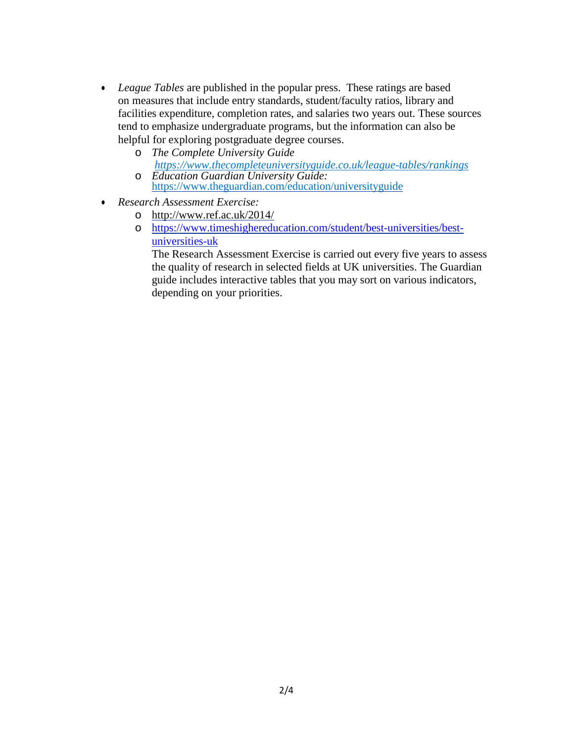- *League Tables* are published in the popular press. These ratings are based on measures that include entry standards, student/faculty ratios, library and facilities expenditure, completion rates, and salaries two years out. These sources tend to emphasize undergraduate programs, but the information can also be helpful for exploring postgraduate degree courses.
  - *The Complete University Guide* *https://www.thecompleteuniversityguide.co.uk/league-tables/rankings*
  - *Education Guardian University Guide:* https://www.theguardian.com/education/universityguide
- *Research Assessment Exercise:*
  - http://www.ref.ac.uk/2014/
  - https://www.timeshighereducation.com/student/best-universities/best-universities-uk

    The Research Assessment Exercise is carried out every five years to assess the quality of research in selected fields at UK universities. The Guardian guide includes interactive tables that you may sort on various indicators, depending on your priorities.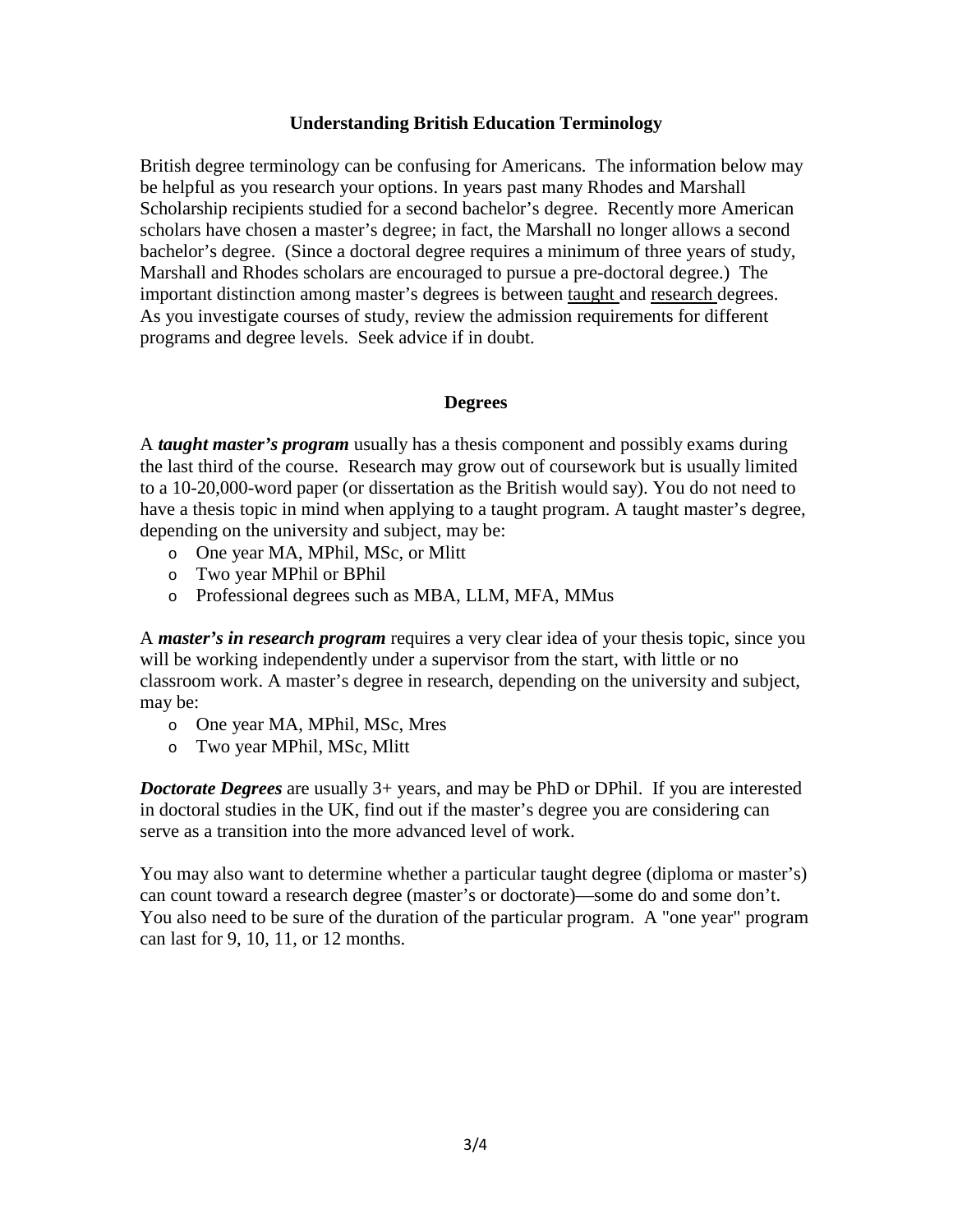## Understanding British Education Terminology

British degree terminology can be confusing for Americans. The information below may be helpful as you research your options. In years past many Rhodes and Marshall Scholarship recipients studied for a second bachelor's degree. Recently more American scholars have chosen a master's degree; in fact, the Marshall no longer allows a second bachelor's degree. (Since a doctoral degree requires a minimum of three years of study, Marshall and Rhodes scholars are encouraged to pursue a pre-doctoral degree.) The important distinction among master's degrees is between taught and research degrees. As you investigate courses of study, review the admission requirements for different programs and degree levels. Seek advice if in doubt.

## Degrees

A ***taught master's program*** usually has a thesis component and possibly exams during the last third of the course. Research may grow out of coursework but is usually limited to a 10-20,000-word paper (or dissertation as the British would say). You do not need to have a thesis topic in mind when applying to a taught program. A taught master's degree, depending on the university and subject, may be:

- One year MA, MPhil, MSc, or Mlitt
- Two year MPhil or BPhil
- Professional degrees such as MBA, LLM, MFA, MMus

A ***master's in research program*** requires a very clear idea of your thesis topic, since you will be working independently under a supervisor from the start, with little or no classroom work. A master's degree in research, depending on the university and subject, may be:

- One year MA, MPhil, MSc, Mres
- Two year MPhil, MSc, Mlitt

***Doctorate Degrees*** are usually 3+ years, and may be PhD or DPhil. If you are interested in doctoral studies in the UK, find out if the master's degree you are considering can serve as a transition into the more advanced level of work.

You may also want to determine whether a particular taught degree (diploma or master's) can count toward a research degree (master's or doctorate)—some do and some don't. You also need to be sure of the duration of the particular program. A "one year" program can last for 9, 10, 11, or 12 months.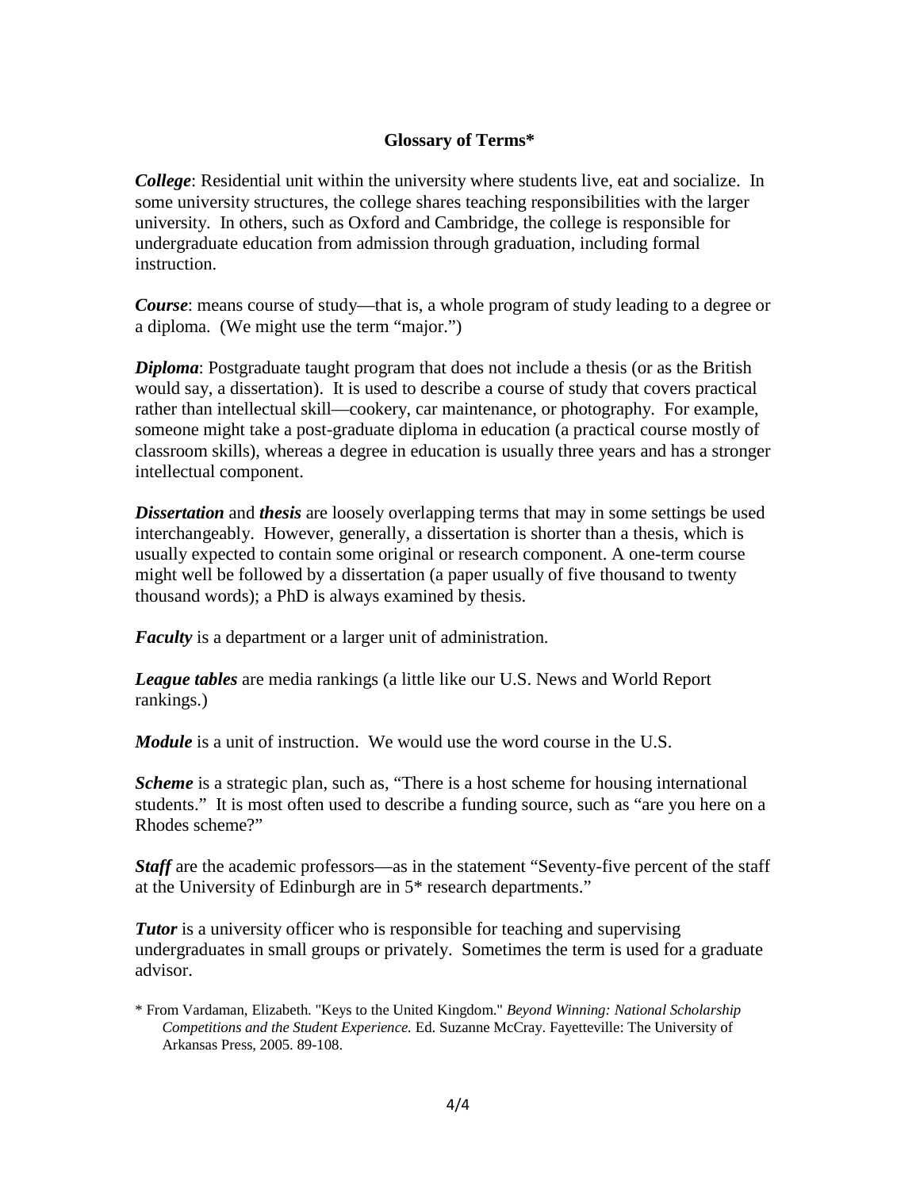**Glossary of Terms***

***College***: Residential unit within the university where students live, eat and socialize. In some university structures, the college shares teaching responsibilities with the larger university. In others, such as Oxford and Cambridge, the college is responsible for undergraduate education from admission through graduation, including formal instruction.

***Course***: means course of study—that is, a whole program of study leading to a degree or a diploma. (We might use the term "major.")

***Diploma***: Postgraduate taught program that does not include a thesis (or as the British would say, a dissertation). It is used to describe a course of study that covers practical rather than intellectual skill—cookery, car maintenance, or photography. For example, someone might take a post-graduate diploma in education (a practical course mostly of classroom skills), whereas a degree in education is usually three years and has a stronger intellectual component.

***Dissertation*** and ***thesis*** are loosely overlapping terms that may in some settings be used interchangeably. However, generally, a dissertation is shorter than a thesis, which is usually expected to contain some original or research component. A one-term course might well be followed by a dissertation (a paper usually of five thousand to twenty thousand words); a PhD is always examined by thesis.

***Faculty*** is a department or a larger unit of administration.

***League tables*** are media rankings (a little like our U.S. News and World Report rankings.)

***Module*** is a unit of instruction. We would use the word course in the U.S.

***Scheme*** is a strategic plan, such as, "There is a host scheme for housing international students." It is most often used to describe a funding source, such as "are you here on a Rhodes scheme?"

***Staff*** are the academic professors—as in the statement "Seventy-five percent of the staff at the University of Edinburgh are in 5* research departments."

***Tutor*** is a university officer who is responsible for teaching and supervising undergraduates in small groups or privately. Sometimes the term is used for a graduate advisor.

\* From Vardaman, Elizabeth. "Keys to the United Kingdom." *Beyond Winning: National Scholarship Competitions and the Student Experience.* Ed. Suzanne McCray. Fayetteville: The University of Arkansas Press, 2005. 89-108.